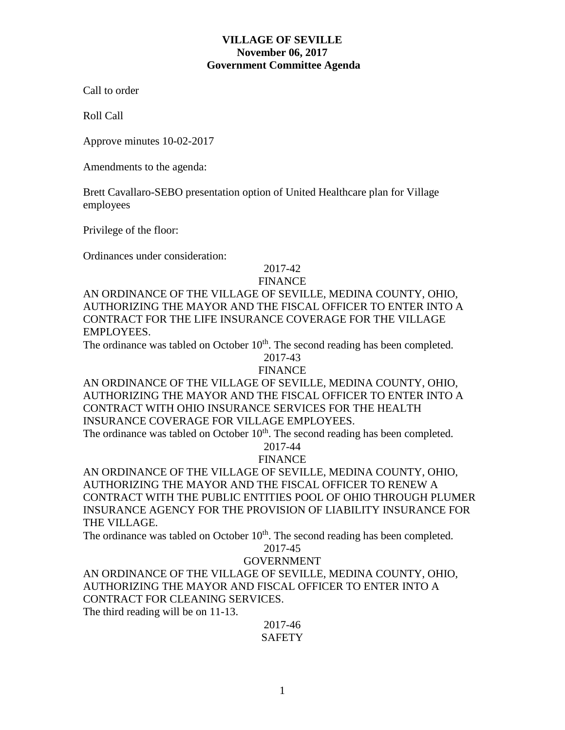**VILLAGE OF SEVILLE**
**November 06, 2017**
**Government Committee Agenda**

Call to order

Roll Call

Approve minutes 10-02-2017

Amendments to the agenda:

Brett Cavallaro-SEBO presentation option of United Healthcare plan for Village employees

Privilege of the floor:

Ordinances under consideration:

2017-42
FINANCE

AN ORDINANCE OF THE VILLAGE OF SEVILLE, MEDINA COUNTY, OHIO, AUTHORIZING THE MAYOR AND THE FISCAL OFFICER TO ENTER INTO A CONTRACT FOR THE LIFE INSURANCE COVERAGE FOR THE VILLAGE EMPLOYEES.
The ordinance was tabled on October 10th. The second reading has been completed.

2017-43
FINANCE

AN ORDINANCE OF THE VILLAGE OF SEVILLE, MEDINA COUNTY, OHIO, AUTHORIZING THE MAYOR AND THE FISCAL OFFICER TO ENTER INTO A CONTRACT WITH OHIO INSURANCE SERVICES FOR THE HEALTH INSURANCE COVERAGE FOR VILLAGE EMPLOYEES.
The ordinance was tabled on October 10th. The second reading has been completed.

2017-44
FINANCE

AN ORDINANCE OF THE VILLAGE OF SEVILLE, MEDINA COUNTY, OHIO, AUTHORIZING THE MAYOR AND THE FISCAL OFFICER TO RENEW A CONTRACT WITH THE PUBLIC ENTITIES POOL OF OHIO THROUGH PLUMER INSURANCE AGENCY FOR THE PROVISION OF LIABILITY INSURANCE FOR THE VILLAGE.
The ordinance was tabled on October 10th. The second reading has been completed.

2017-45
GOVERNMENT

AN ORDINANCE OF THE VILLAGE OF SEVILLE, MEDINA COUNTY, OHIO, AUTHORIZING THE MAYOR AND FISCAL OFFICER TO ENTER INTO A CONTRACT FOR CLEANING SERVICES.
The third reading will be on 11-13.

2017-46
SAFETY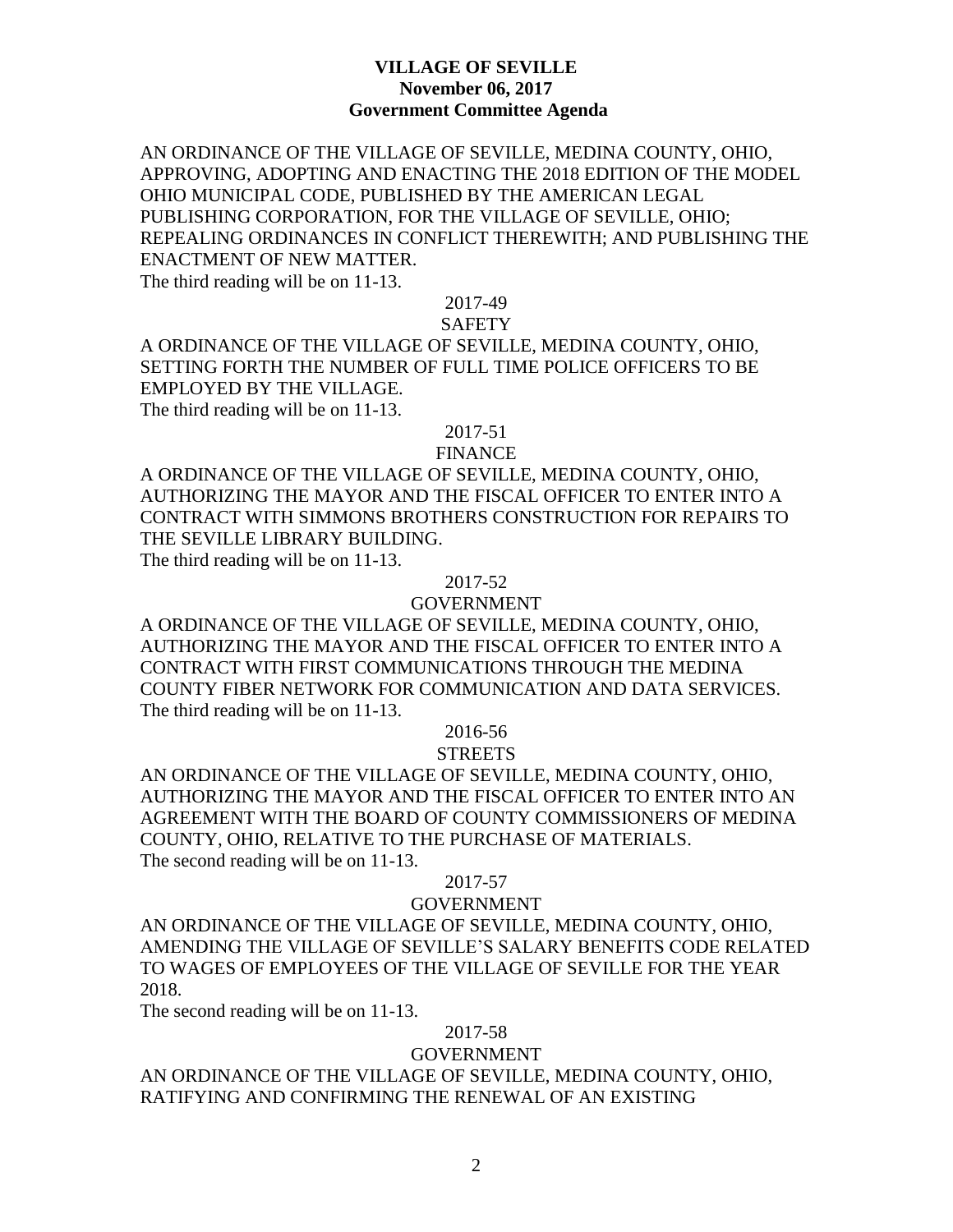**VILLAGE OF SEVILLE**
**November 06, 2017**
**Government Committee Agenda**

AN ORDINANCE OF THE VILLAGE OF SEVILLE, MEDINA COUNTY, OHIO, APPROVING, ADOPTING AND ENACTING THE 2018 EDITION OF THE MODEL OHIO MUNICIPAL CODE, PUBLISHED BY THE AMERICAN LEGAL PUBLISHING CORPORATION, FOR THE VILLAGE OF SEVILLE, OHIO; REPEALING ORDINANCES IN CONFLICT THEREWITH; AND PUBLISHING THE ENACTMENT OF NEW MATTER.
The third reading will be on 11-13.

2017-49
SAFETY

A ORDINANCE OF THE VILLAGE OF SEVILLE, MEDINA COUNTY, OHIO, SETTING FORTH THE NUMBER OF FULL TIME POLICE OFFICERS TO BE EMPLOYED BY THE VILLAGE.
The third reading will be on 11-13.

2017-51
FINANCE

A ORDINANCE OF THE VILLAGE OF SEVILLE, MEDINA COUNTY, OHIO, AUTHORIZING THE MAYOR AND THE FISCAL OFFICER TO ENTER INTO A CONTRACT WITH SIMMONS BROTHERS CONSTRUCTION FOR REPAIRS TO THE SEVILLE LIBRARY BUILDING.
The third reading will be on 11-13.

2017-52
GOVERNMENT

A ORDINANCE OF THE VILLAGE OF SEVILLE, MEDINA COUNTY, OHIO, AUTHORIZING THE MAYOR AND THE FISCAL OFFICER TO ENTER INTO A CONTRACT WITH FIRST COMMUNICATIONS THROUGH THE MEDINA COUNTY FIBER NETWORK FOR COMMUNICATION AND DATA SERVICES.
The third reading will be on 11-13.

2016-56
STREETS

AN ORDINANCE OF THE VILLAGE OF SEVILLE, MEDINA COUNTY, OHIO, AUTHORIZING THE MAYOR AND THE FISCAL OFFICER TO ENTER INTO AN AGREEMENT WITH THE BOARD OF COUNTY COMMISSIONERS OF MEDINA COUNTY, OHIO, RELATIVE TO THE PURCHASE OF MATERIALS.
The second reading will be on 11-13.

2017-57
GOVERNMENT

AN ORDINANCE OF THE VILLAGE OF SEVILLE, MEDINA COUNTY, OHIO, AMENDING THE VILLAGE OF SEVILLE'S SALARY BENEFITS CODE RELATED TO WAGES OF EMPLOYEES OF THE VILLAGE OF SEVILLE FOR THE YEAR 2018.
The second reading will be on 11-13.

2017-58
GOVERNMENT

AN ORDINANCE OF THE VILLAGE OF SEVILLE, MEDINA COUNTY, OHIO, RATIFYING AND CONFIRMING THE RENEWAL OF AN EXISTING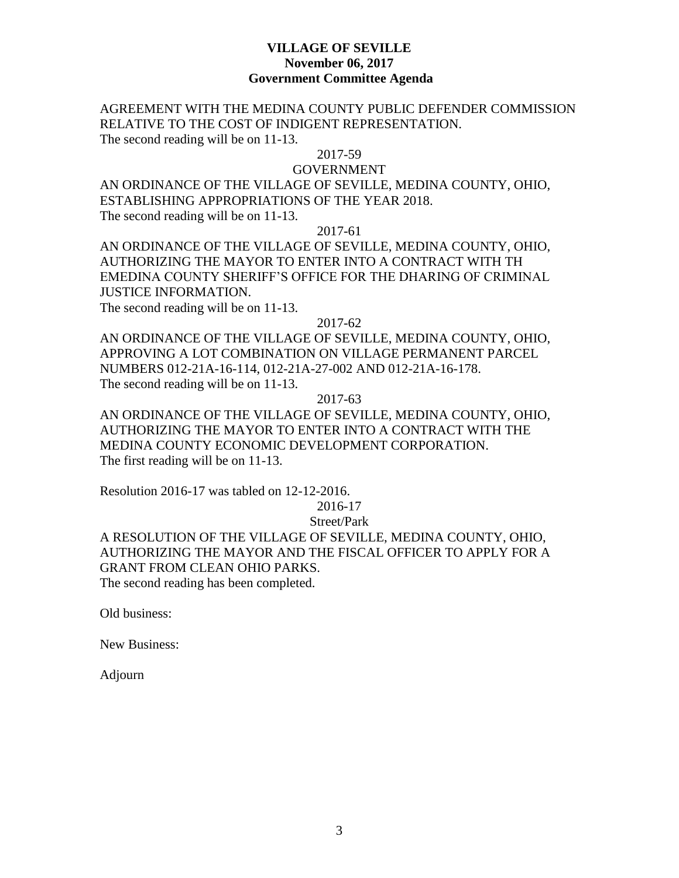**VILLAGE OF SEVILLE**
**November 06, 2017**
**Government Committee Agenda**

AGREEMENT WITH THE MEDINA COUNTY PUBLIC DEFENDER COMMISSION RELATIVE TO THE COST OF INDIGENT REPRESENTATION.
The second reading will be on 11-13.

2017-59
GOVERNMENT

AN ORDINANCE OF THE VILLAGE OF SEVILLE, MEDINA COUNTY, OHIO, ESTABLISHING APPROPRIATIONS OF THE YEAR 2018.
The second reading will be on 11-13.

2017-61

AN ORDINANCE OF THE VILLAGE OF SEVILLE, MEDINA COUNTY, OHIO, AUTHORIZING THE MAYOR TO ENTER INTO A CONTRACT WITH TH EMEDINA COUNTY SHERIFF'S OFFICE FOR THE DHARING OF CRIMINAL JUSTICE INFORMATION.
The second reading will be on 11-13.

2017-62

AN ORDINANCE OF THE VILLAGE OF SEVILLE, MEDINA COUNTY, OHIO, APPROVING A LOT COMBINATION ON VILLAGE PERMANENT PARCEL NUMBERS 012-21A-16-114, 012-21A-27-002 AND 012-21A-16-178.
The second reading will be on 11-13.

2017-63

AN ORDINANCE OF THE VILLAGE OF SEVILLE, MEDINA COUNTY, OHIO, AUTHORIZING THE MAYOR TO ENTER INTO A CONTRACT WITH THE MEDINA COUNTY ECONOMIC DEVELOPMENT CORPORATION.
The first reading will be on 11-13.

Resolution 2016-17 was tabled on 12-12-2016.

2016-17
Street/Park

A RESOLUTION OF THE VILLAGE OF SEVILLE, MEDINA COUNTY, OHIO, AUTHORIZING THE MAYOR AND THE FISCAL OFFICER TO APPLY FOR A GRANT FROM CLEAN OHIO PARKS.
The second reading has been completed.

Old business:

New Business:

Adjourn